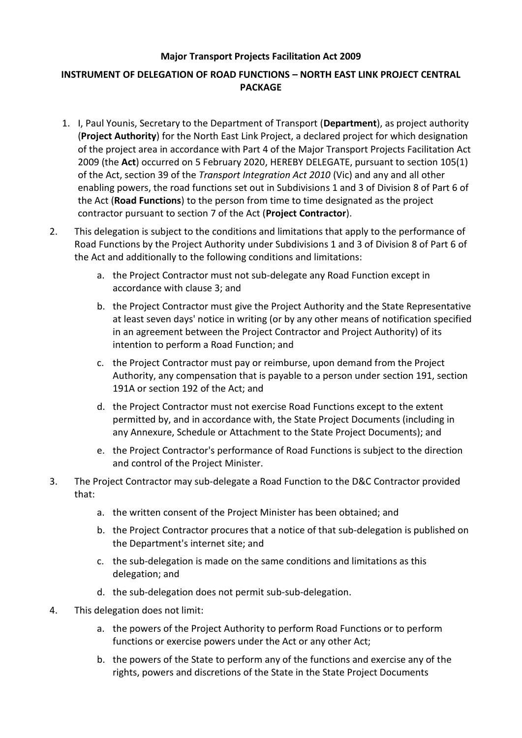**Major Transport Projects Facilitation Act 2009**

**INSTRUMENT OF DELEGATION OF ROAD FUNCTIONS – NORTH EAST LINK PROJECT CENTRAL PACKAGE**

1. I, Paul Younis, Secretary to the Department of Transport (**Department**), as project authority (**Project Authority**) for the North East Link Project, a declared project for which designation of the project area in accordance with Part 4 of the Major Transport Projects Facilitation Act 2009 (the **Act**) occurred on 5 February 2020, HEREBY DELEGATE, pursuant to section 105(1) of the Act, section 39 of the *Transport Integration Act 2010* (Vic) and any and all other enabling powers, the road functions set out in Subdivisions 1 and 3 of Division 8 of Part 6 of the Act (**Road Functions**) to the person from time to time designated as the project contractor pursuant to section 7 of the Act (**Project Contractor**).

2. This delegation is subject to the conditions and limitations that apply to the performance of Road Functions by the Project Authority under Subdivisions 1 and 3 of Division 8 of Part 6 of the Act and additionally to the following conditions and limitations:
   a. the Project Contractor must not sub-delegate any Road Function except in accordance with clause 3; and
   b. the Project Contractor must give the Project Authority and the State Representative at least seven days' notice in writing (or by any other means of notification specified in an agreement between the Project Contractor and Project Authority) of its intention to perform a Road Function; and
   c. the Project Contractor must pay or reimburse, upon demand from the Project Authority, any compensation that is payable to a person under section 191, section 191A or section 192 of the Act; and
   d. the Project Contractor must not exercise Road Functions except to the extent permitted by, and in accordance with, the State Project Documents (including in any Annexure, Schedule or Attachment to the State Project Documents); and
   e. the Project Contractor's performance of Road Functions is subject to the direction and control of the Project Minister.

3. The Project Contractor may sub-delegate a Road Function to the D&C Contractor provided that:
   a. the written consent of the Project Minister has been obtained; and
   b. the Project Contractor procures that a notice of that sub-delegation is published on the Department's internet site; and
   c. the sub-delegation is made on the same conditions and limitations as this delegation; and
   d. the sub-delegation does not permit sub-sub-delegation.

4. This delegation does not limit:
   a. the powers of the Project Authority to perform Road Functions or to perform functions or exercise powers under the Act or any other Act;
   b. the powers of the State to perform any of the functions and exercise any of the rights, powers and discretions of the State in the State Project Documents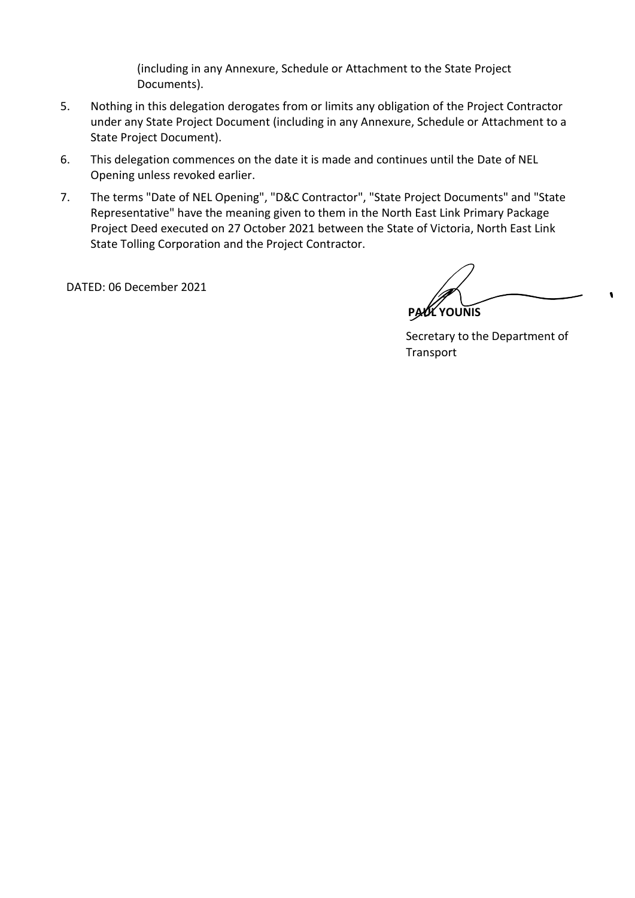(including in any Annexure, Schedule or Attachment to the State Project Documents).

5. Nothing in this delegation derogates from or limits any obligation of the Project Contractor under any State Project Document (including in any Annexure, Schedule or Attachment to a State Project Document).
6. This delegation commences on the date it is made and continues until the Date of NEL Opening unless revoked earlier.
7. The terms "Date of NEL Opening", "D&C Contractor", "State Project Documents" and "State Representative" have the meaning given to them in the North East Link Primary Package Project Deed executed on 27 October 2021 between the State of Victoria, North East Link State Tolling Corporation and the Project Contractor.

DATED: 06 December 2021

**PAUL YOUNIS**

Secretary to the Department of Transport